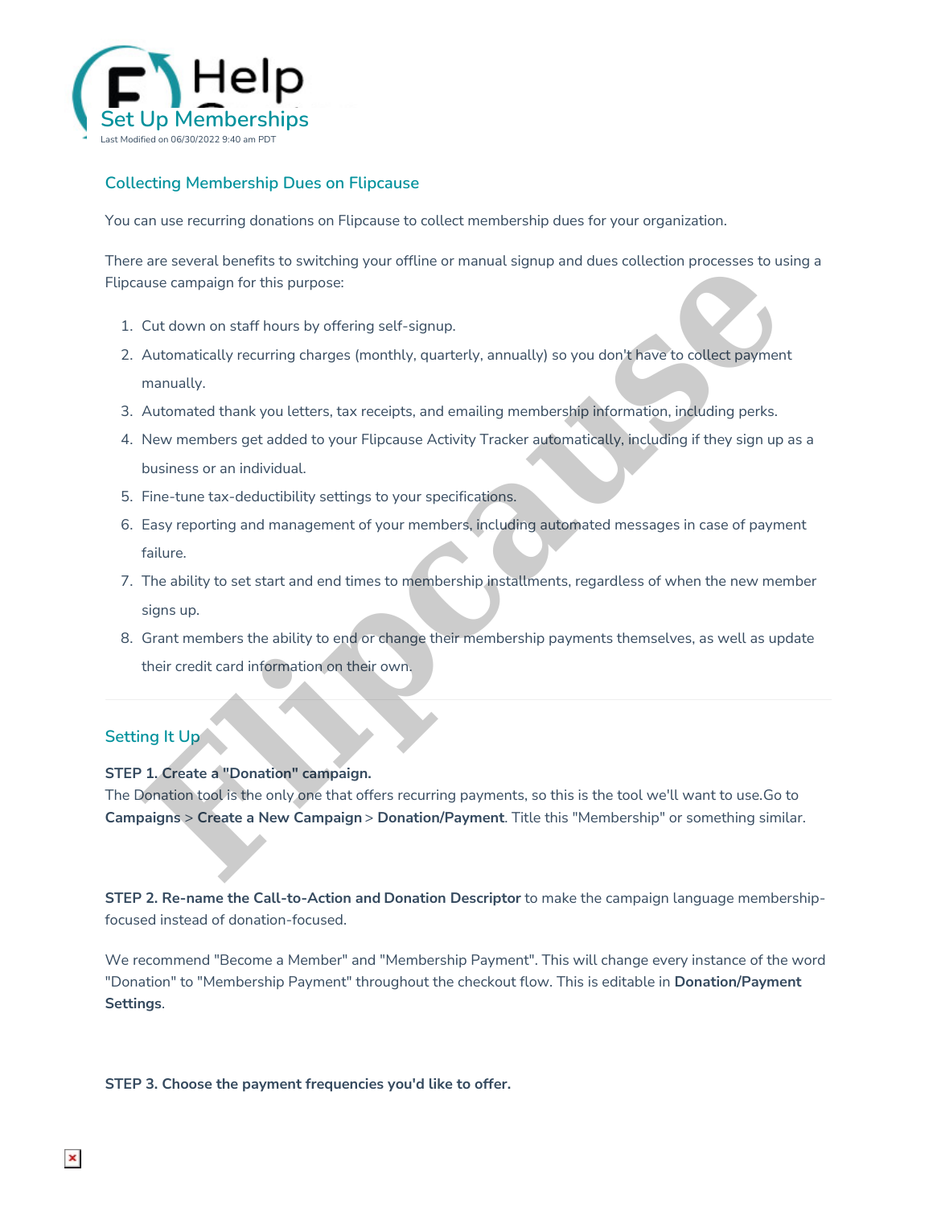# Set Up Memberships

Last Modified on 06/30/2022 9:40 am PDT

## Collecting Membership Dues on Flipcause

You can use recurring donations on Flipcause to collect membership dues for your organization.

There are several benefits to switching your offline or manual signup and dues collection processes to using a Flipcause campaign for this purpose:

1. Cut down on staff hours by offering self-signup.
2. Automatically recurring charges (monthly, quarterly, annually) so you don't have to collect payment manually.
3. Automated thank you letters, tax receipts, and emailing membership information, including perks.
4. New members get added to your Flipcause Activity Tracker automatically, including if they sign up as a business or an individual.
5. Fine-tune tax-deductibility settings to your specifications.
6. Easy reporting and management of your members, including automated messages in case of payment failure.
7. The ability to set start and end times to membership installments, regardless of when the new member signs up.
8. Grant members the ability to end or change their membership payments themselves, as well as update their credit card information on their own.

---

## Setting It Up

**STEP 1. Create a "Donation" campaign.**
The Donation tool is the only one that offers recurring payments, so this is the tool we'll want to use.Go to **Campaigns** > **Create a New Campaign** > **Donation/Payment**. Title this "Membership" or something similar.

**STEP 2. Re-name the Call-to-Action and Donation Descriptor** to make the campaign language membership-focused instead of donation-focused.

We recommend "Become a Member" and "Membership Payment". This will change every instance of the word "Donation" to "Membership Payment" throughout the checkout flow. This is editable in **Donation/Payment Settings**.

**STEP 3. Choose the payment frequencies you'd like to offer.**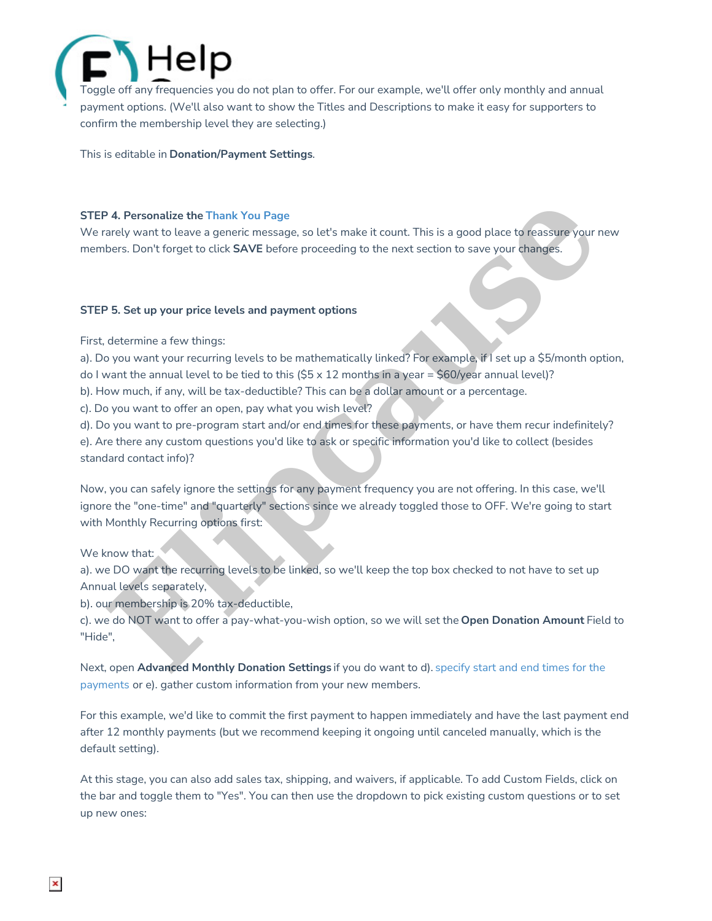Toggle off any frequencies you do not plan to offer. For our example, we'll offer only monthly and annual payment options. (We'll also want to show the Titles and Descriptions to make it easy for supporters to confirm the membership level they are selecting.)

This is editable in **Donation/Payment Settings**.

**STEP 4. Personalize the Thank You Page**

We rarely want to leave a generic message, so let's make it count. This is a good place to reassure your new members. Don't forget to click **SAVE** before proceeding to the next section to save your changes.

**STEP 5. Set up your price levels and payment options**

First, determine a few things:

a). Do you want your recurring levels to be mathematically linked? For example, if I set up a $5/month option, do I want the annual level to be tied to this ($5 x 12 months in a year = $60/year annual level)?

b). How much, if any, will be tax-deductible? This can be a dollar amount or a percentage.

c). Do you want to offer an open, pay what you wish level?

d). Do you want to pre-program start and/or end times for these payments, or have them recur indefinitely?

e). Are there any custom questions you'd like to ask or specific information you'd like to collect (besides standard contact info)?

Now, you can safely ignore the settings for any payment frequency you are not offering. In this case, we'll ignore the "one-time" and "quarterly" sections since we already toggled those to OFF. We're going to start with Monthly Recurring options first:

We know that:

a). we DO want the recurring levels to be linked, so we'll keep the top box checked to not have to set up Annual levels separately,

b). our membership is 20% tax-deductible,

c). we do NOT want to offer a pay-what-you-wish option, so we will set the **Open Donation Amount** Field to "Hide",

Next, open **Advanced Monthly Donation Settings** if you do want to d). specify start and end times for the payments or e). gather custom information from your new members.

For this example, we'd like to commit the first payment to happen immediately and have the last payment end after 12 monthly payments (but we recommend keeping it ongoing until canceled manually, which is the default setting).

At this stage, you can also add sales tax, shipping, and waivers, if applicable. To add Custom Fields, click on the bar and toggle them to "Yes". You can then use the dropdown to pick existing custom questions or to set up new ones: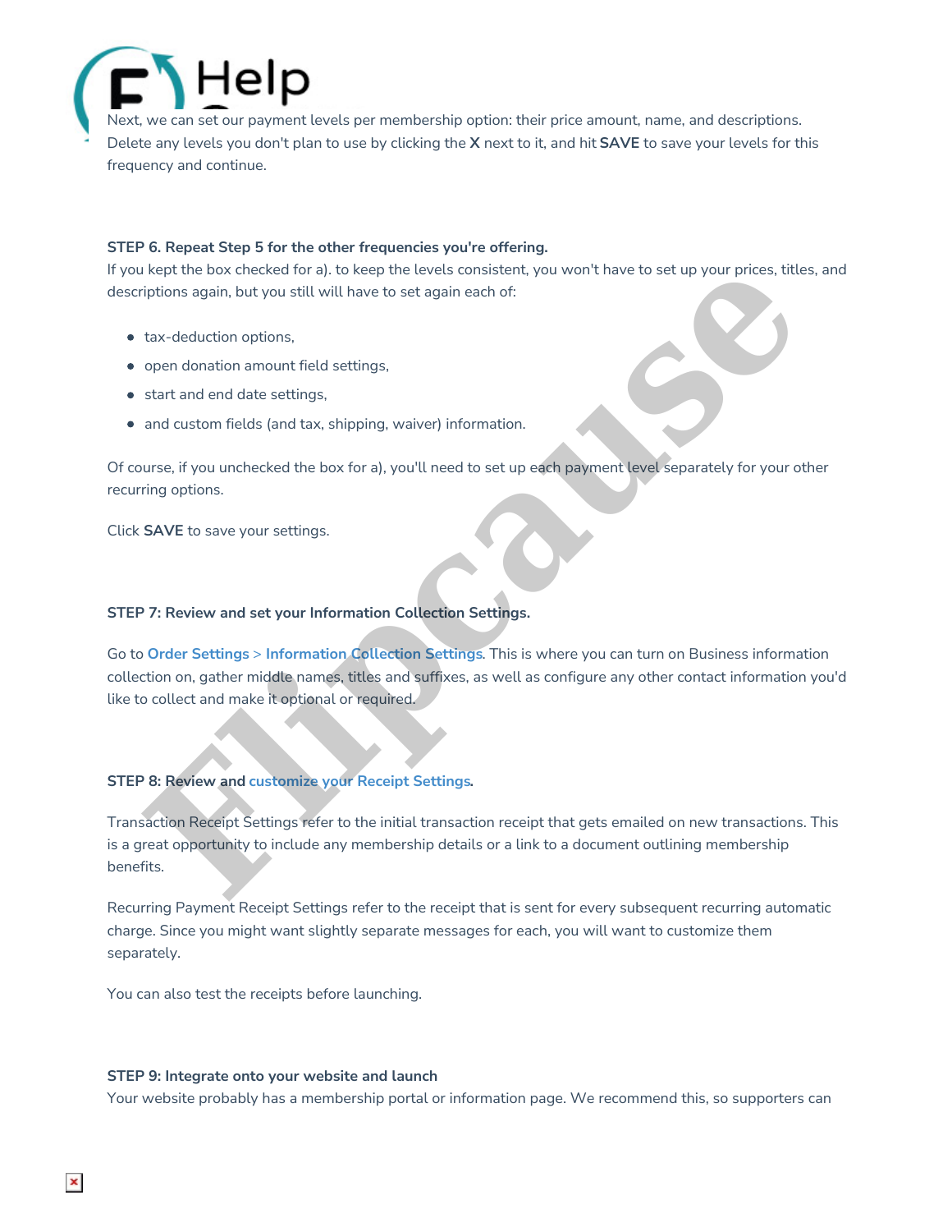Next, we can set our payment levels per membership option: their price amount, name, and descriptions. Delete any levels you don't plan to use by clicking the **X** next to it, and hit **SAVE** to save your levels for this frequency and continue.

**STEP 6. Repeat Step 5 for the other frequencies you're offering.**

If you kept the box checked for a). to keep the levels consistent, you won't have to set up your prices, titles, and descriptions again, but you still will have to set again each of:

- tax-deduction options,
- open donation amount field settings,
- start and end date settings,
- and custom fields (and tax, shipping, waiver) information.

Of course, if you unchecked the box for a), you'll need to set up each payment level separately for your other recurring options.

Click **SAVE** to save your settings.

**STEP 7: Review and set your Information Collection Settings.**

Go to **Order Settings** > **Information Collection Settings**. This is where you can turn on Business information collection on, gather middle names, titles and suffixes, as well as configure any other contact information you'd like to collect and make it optional or required.

**STEP 8: Review and customize your Receipt Settings.**

Transaction Receipt Settings refer to the initial transaction receipt that gets emailed on new transactions. This is a great opportunity to include any membership details or a link to a document outlining membership benefits.

Recurring Payment Receipt Settings refer to the receipt that is sent for every subsequent recurring automatic charge. Since you might want slightly separate messages for each, you will want to customize them separately.

You can also test the receipts before launching.

**STEP 9: Integrate onto your website and launch**

Your website probably has a membership portal or information page. We recommend this, so supporters can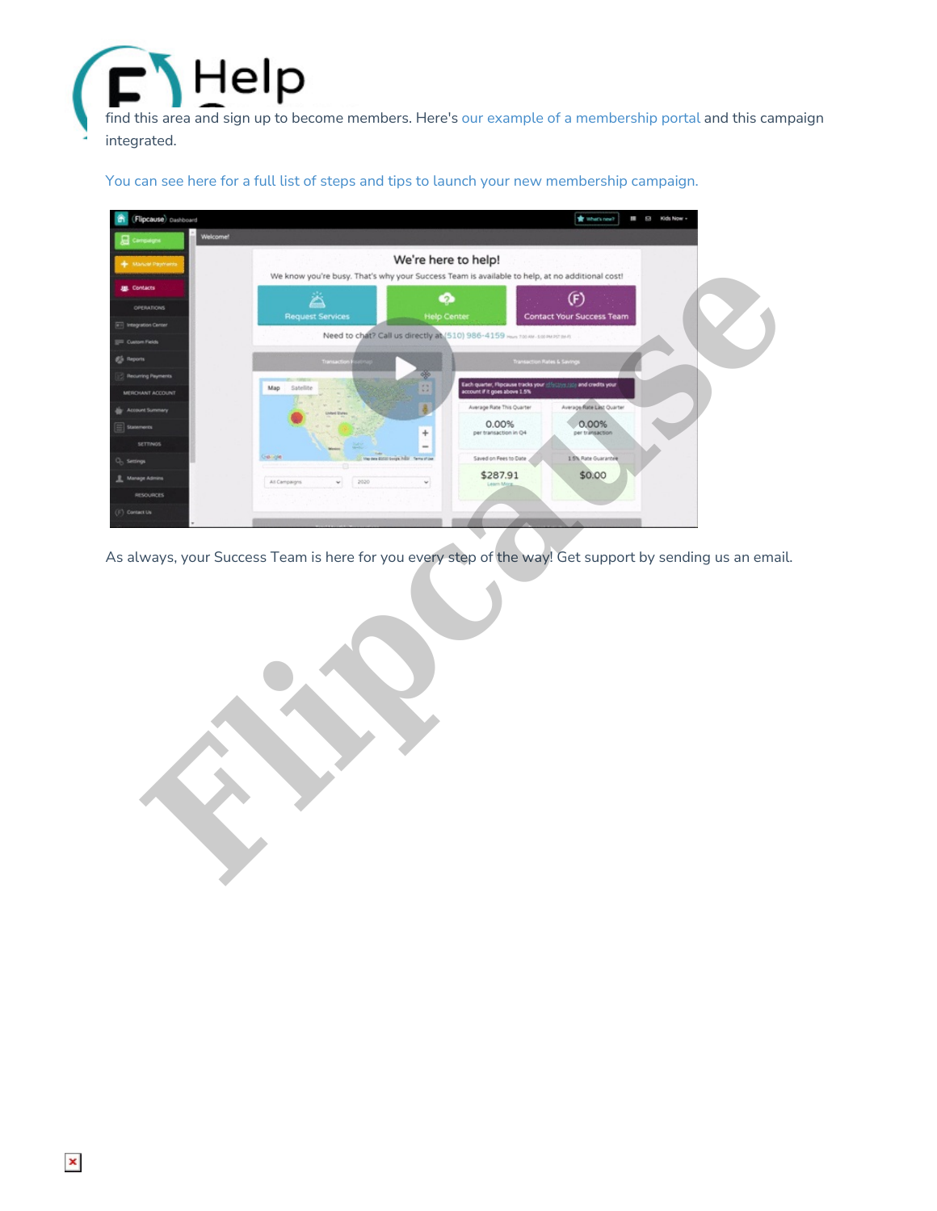find this area and sign up to become members. Here's our example of a membership portal and this campaign integrated.

You can see here for a full list of steps and tips to launch your new membership campaign.

As always, your Success Team is here for you every step of the way! Get support by sending us an email.